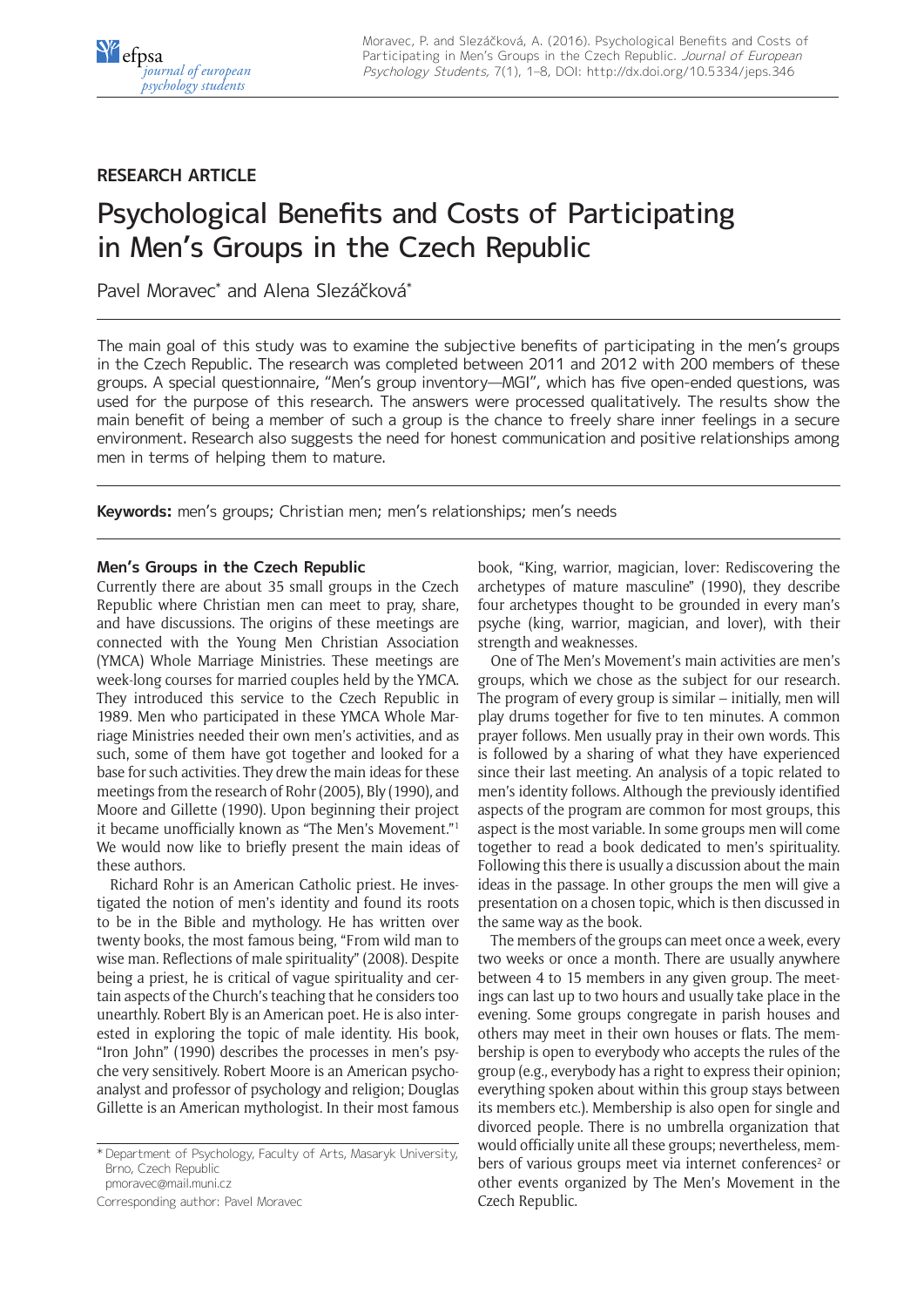RESEARCH ARTICLE

# Psychological Benefits and Costs of Participating in Men's Groups in the Czech Republic

Pavel Moravec* and Alena Slezáčková*

The main goal of this study was to examine the subjective benefits of participating in the men's groups in the Czech Republic. The research was completed between 2011 and 2012 with 200 members of these groups. A special questionnaire, "Men's group inventory—MGI", which has five open-ended questions, was used for the purpose of this research. The answers were processed qualitatively. The results show the main benefit of being a member of such a group is the chance to freely share inner feelings in a secure environment. Research also suggests the need for honest communication and positive relationships among men in terms of helping them to mature.

**Keywords:** men's groups; Christian men; men's relationships; men's needs

## Men's Groups in the Czech Republic

Currently there are about 35 small groups in the Czech Republic where Christian men can meet to pray, share, and have discussions. The origins of these meetings are connected with the Young Men Christian Association (YMCA) Whole Marriage Ministries. These meetings are week-long courses for married couples held by the YMCA. They introduced this service to the Czech Republic in 1989. Men who participated in these YMCA Whole Marriage Ministries needed their own men's activities, and as such, some of them have got together and looked for a base for such activities. They drew the main ideas for these meetings from the research of Rohr (2005), Bly (1990), and Moore and Gillette (1990). Upon beginning their project it became unofficially known as "The Men's Movement."[1] We would now like to briefly present the main ideas of these authors.

Richard Rohr is an American Catholic priest. He investigated the notion of men's identity and found its roots to be in the Bible and mythology. He has written over twenty books, the most famous being, "From wild man to wise man. Reflections of male spirituality" (2008). Despite being a priest, he is critical of vague spirituality and certain aspects of the Church's teaching that he considers too unearthly. Robert Bly is an American poet. He is also interested in exploring the topic of male identity. His book, "Iron John" (1990) describes the processes in men's psyche very sensitively. Robert Moore is an American psychoanalyst and professor of psychology and religion; Douglas Gillette is an American mythologist. In their most famous book, "King, warrior, magician, lover: Rediscovering the archetypes of mature masculine" (1990), they describe four archetypes thought to be grounded in every man's psyche (king, warrior, magician, and lover), with their strength and weaknesses.

One of The Men's Movement's main activities are men's groups, which we chose as the subject for our research. The program of every group is similar – initially, men will play drums together for five to ten minutes. A common prayer follows. Men usually pray in their own words. This is followed by a sharing of what they have experienced since their last meeting. An analysis of a topic related to men's identity follows. Although the previously identified aspects of the program are common for most groups, this aspect is the most variable. In some groups men will come together to read a book dedicated to men's spirituality. Following this there is usually a discussion about the main ideas in the passage. In other groups the men will give a presentation on a chosen topic, which is then discussed in the same way as the book.

The members of the groups can meet once a week, every two weeks or once a month. There are usually anywhere between 4 to 15 members in any given group. The meetings can last up to two hours and usually take place in the evening. Some groups congregate in parish houses and others may meet in their own houses or flats. The membership is open to everybody who accepts the rules of the group (e.g., everybody has a right to express their opinion; everything spoken about within this group stays between its members etc.). Membership is also open for single and divorced people. There is no umbrella organization that would officially unite all these groups; nevertheless, members of various groups meet via internet conferences[2] or other events organized by The Men's Movement in the Czech Republic.

\* Department of Psychology, Faculty of Arts, Masaryk University, Brno, Czech Republic
pmoravec@mail.muni.cz

Corresponding author: Pavel Moravec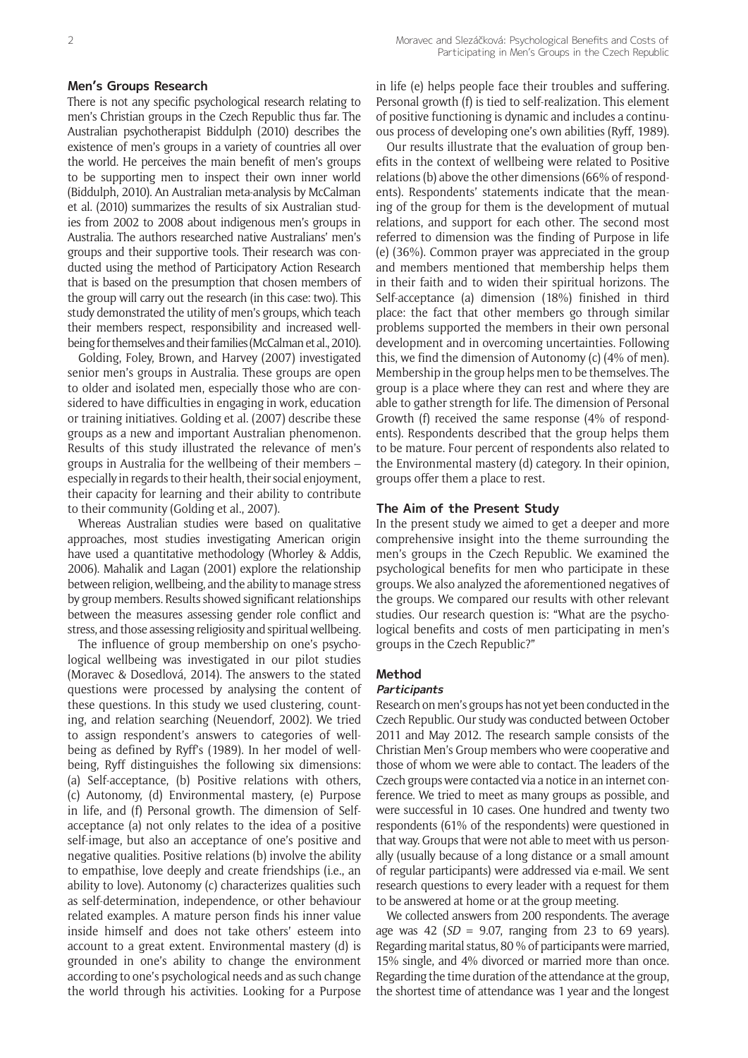## Men's Groups Research

There is not any specific psychological research relating to men's Christian groups in the Czech Republic thus far. The Australian psychotherapist Biddulph (2010) describes the existence of men's groups in a variety of countries all over the world. He perceives the main benefit of men's groups to be supporting men to inspect their own inner world (Biddulph, 2010). An Australian meta-analysis by McCalman et al. (2010) summarizes the results of six Australian studies from 2002 to 2008 about indigenous men's groups in Australia. The authors researched native Australians' men's groups and their supportive tools. Their research was conducted using the method of Participatory Action Research that is based on the presumption that chosen members of the group will carry out the research (in this case: two). This study demonstrated the utility of men's groups, which teach their members respect, responsibility and increased wellbeing for themselves and their families (McCalman et al., 2010).

Golding, Foley, Brown, and Harvey (2007) investigated senior men's groups in Australia. These groups are open to older and isolated men, especially those who are considered to have difficulties in engaging in work, education or training initiatives. Golding et al. (2007) describe these groups as a new and important Australian phenomenon. Results of this study illustrated the relevance of men's groups in Australia for the wellbeing of their members – especially in regards to their health, their social enjoyment, their capacity for learning and their ability to contribute to their community (Golding et al., 2007).

Whereas Australian studies were based on qualitative approaches, most studies investigating American origin have used a quantitative methodology (Whorley & Addis, 2006). Mahalik and Lagan (2001) explore the relationship between religion, wellbeing, and the ability to manage stress by group members. Results showed significant relationships between the measures assessing gender role conflict and stress, and those assessing religiosity and spiritual wellbeing.

The influence of group membership on one's psychological wellbeing was investigated in our pilot studies (Moravec & Dosedlová, 2014). The answers to the stated questions were processed by analysing the content of these questions. In this study we used clustering, counting, and relation searching (Neuendorf, 2002). We tried to assign respondent's answers to categories of wellbeing as defined by Ryff's (1989). In her model of wellbeing, Ryff distinguishes the following six dimensions: (a) Self-acceptance, (b) Positive relations with others, (c) Autonomy, (d) Environmental mastery, (e) Purpose in life, and (f) Personal growth. The dimension of Self-acceptance (a) not only relates to the idea of a positive self-image, but also an acceptance of one's positive and negative qualities. Positive relations (b) involve the ability to empathise, love deeply and create friendships (i.e., an ability to love). Autonomy (c) characterizes qualities such as self-determination, independence, or other behaviour related examples. A mature person finds his inner value inside himself and does not take others' esteem into account to a great extent. Environmental mastery (d) is grounded in one's ability to change the environment according to one's psychological needs and as such change the world through his activities. Looking for a Purpose in life (e) helps people face their troubles and suffering. Personal growth (f) is tied to self-realization. This element of positive functioning is dynamic and includes a continuous process of developing one's own abilities (Ryff, 1989).

Our results illustrate that the evaluation of group benefits in the context of wellbeing were related to Positive relations (b) above the other dimensions (66% of respondents). Respondents' statements indicate that the meaning of the group for them is the development of mutual relations, and support for each other. The second most referred to dimension was the finding of Purpose in life (e) (36%). Common prayer was appreciated in the group and members mentioned that membership helps them in their faith and to widen their spiritual horizons. The Self-acceptance (a) dimension (18%) finished in third place: the fact that other members go through similar problems supported the members in their own personal development and in overcoming uncertainties. Following this, we find the dimension of Autonomy (c) (4% of men). Membership in the group helps men to be themselves. The group is a place where they can rest and where they are able to gather strength for life. The dimension of Personal Growth (f) received the same response (4% of respondents). Respondents described that the group helps them to be mature. Four percent of respondents also related to the Environmental mastery (d) category. In their opinion, groups offer them a place to rest.

## The Aim of the Present Study

In the present study we aimed to get a deeper and more comprehensive insight into the theme surrounding the men's groups in the Czech Republic. We examined the psychological benefits for men who participate in these groups. We also analyzed the aforementioned negatives of the groups. We compared our results with other relevant studies. Our research question is: "What are the psychological benefits and costs of men participating in men's groups in the Czech Republic?"

## Method

### Participants

Research on men's groups has not yet been conducted in the Czech Republic. Our study was conducted between October 2011 and May 2012. The research sample consists of the Christian Men's Group members who were cooperative and those of whom we were able to contact. The leaders of the Czech groups were contacted via a notice in an internet conference. We tried to meet as many groups as possible, and were successful in 10 cases. One hundred and twenty two respondents (61% of the respondents) were questioned in that way. Groups that were not able to meet with us personally (usually because of a long distance or a small amount of regular participants) were addressed via e-mail. We sent research questions to every leader with a request for them to be answered at home or at the group meeting.

We collected answers from 200 respondents. The average age was 42 (*SD* = 9.07, ranging from 23 to 69 years). Regarding marital status, 80 % of participants were married, 15% single, and 4% divorced or married more than once. Regarding the time duration of the attendance at the group, the shortest time of attendance was 1 year and the longest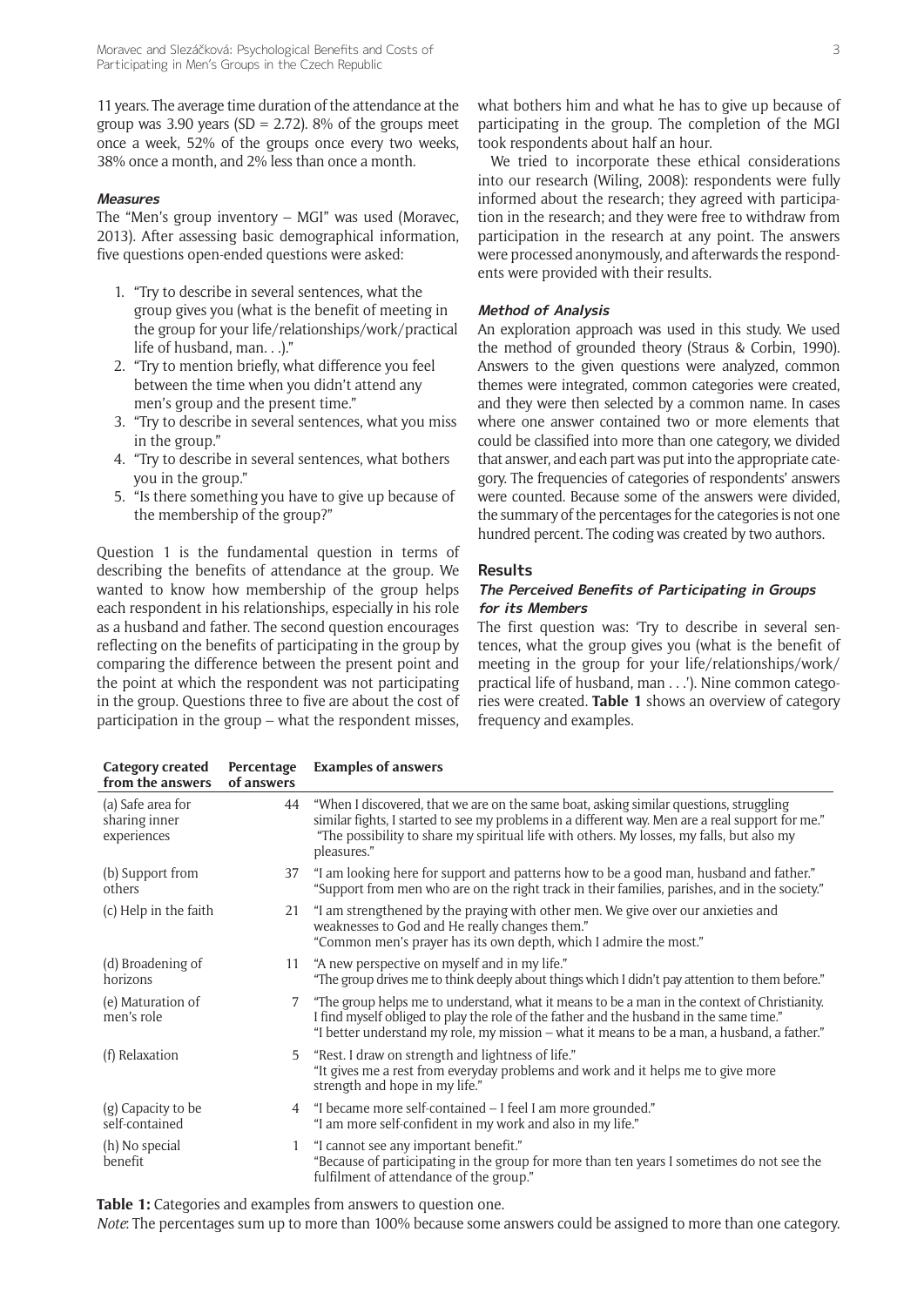11 years. The average time duration of the attendance at the group was 3.90 years (SD = 2.72). 8% of the groups meet once a week, 52% of the groups once every two weeks, 38% once a month, and 2% less than once a month.

#### *Measures*

The "Men's group inventory – MGI" was used (Moravec, 2013). After assessing basic demographical information, five questions open-ended questions were asked:

1. "Try to describe in several sentences, what the group gives you (what is the benefit of meeting in the group for your life/relationships/work/practical life of husband, man. . .)."
2. "Try to mention briefly, what difference you feel between the time when you didn't attend any men's group and the present time."
3. "Try to describe in several sentences, what you miss in the group."
4. "Try to describe in several sentences, what bothers you in the group."
5. "Is there something you have to give up because of the membership of the group?"

Question 1 is the fundamental question in terms of describing the benefits of attendance at the group. We wanted to know how membership of the group helps each respondent in his relationships, especially in his role as a husband and father. The second question encourages reflecting on the benefits of participating in the group by comparing the difference between the present point and the point at which the respondent was not participating in the group. Questions three to five are about the cost of participation in the group – what the respondent misses, what bothers him and what he has to give up because of participating in the group. The completion of the MGI took respondents about half an hour.

We tried to incorporate these ethical considerations into our research (Wiling, 2008): respondents were fully informed about the research; they agreed with participation in the research; and they were free to withdraw from participation in the research at any point. The answers were processed anonymously, and afterwards the respondents were provided with their results.

#### *Method of Analysis*

An exploration approach was used in this study. We used the method of grounded theory (Straus & Corbin, 1990). Answers to the given questions were analyzed, common themes were integrated, common categories were created, and they were then selected by a common name. In cases where one answer contained two or more elements that could be classified into more than one category, we divided that answer, and each part was put into the appropriate category. The frequencies of categories of respondents' answers were counted. Because some of the answers were divided, the summary of the percentages for the categories is not one hundred percent. The coding was created by two authors.

## Results

#### *The Perceived Benefits of Participating in Groups for its Members*

The first question was: 'Try to describe in several sentences, what the group gives you (what is the benefit of meeting in the group for your life/relationships/work/practical life of husband, man . . .'). Nine common categories were created. **Table 1** shows an overview of category frequency and examples.

| Category created from the answers | Percentage of answers | Examples of answers |
|---|---|---|
| (a) Safe area for sharing inner experiences | 44 | "When I discovered, that we are on the same boat, asking similar questions, struggling similar fights, I started to see my problems in a different way. Men are a real support for me." "The possibility to share my spiritual life with others. My losses, my falls, but also my pleasures." |
| (b) Support from others | 37 | "I am looking here for support and patterns how to be a good man, husband and father." "Support from men who are on the right track in their families, parishes, and in the society." |
| (c) Help in the faith | 21 | "I am strengthened by the praying with other men. We give over our anxieties and weaknesses to God and He really changes them." "Common men's prayer has its own depth, which I admire the most." |
| (d) Broadening of horizons | 11 | "A new perspective on myself and in my life." "The group drives me to think deeply about things which I didn't pay attention to them before." |
| (e) Maturation of men's role | 7 | "The group helps me to understand, what it means to be a man in the context of Christianity. I find myself obliged to play the role of the father and the husband in the same time." "I better understand my role, my mission – what it means to be a man, a husband, a father." |
| (f) Relaxation | 5 | "Rest. I draw on strength and lightness of life." "It gives me a rest from everyday problems and work and it helps me to give more strength and hope in my life." |
| (g) Capacity to be self-contained | 4 | "I became more self-contained – I feel I am more grounded." "I am more self-confident in my work and also in my life." |
| (h) No special benefit | 1 | "I cannot see any important benefit." "Because of participating in the group for more than ten years I sometimes do not see the fulfilment of attendance of the group." |

**Table 1:** Categories and examples from answers to question one.
*Note*: The percentages sum up to more than 100% because some answers could be assigned to more than one category.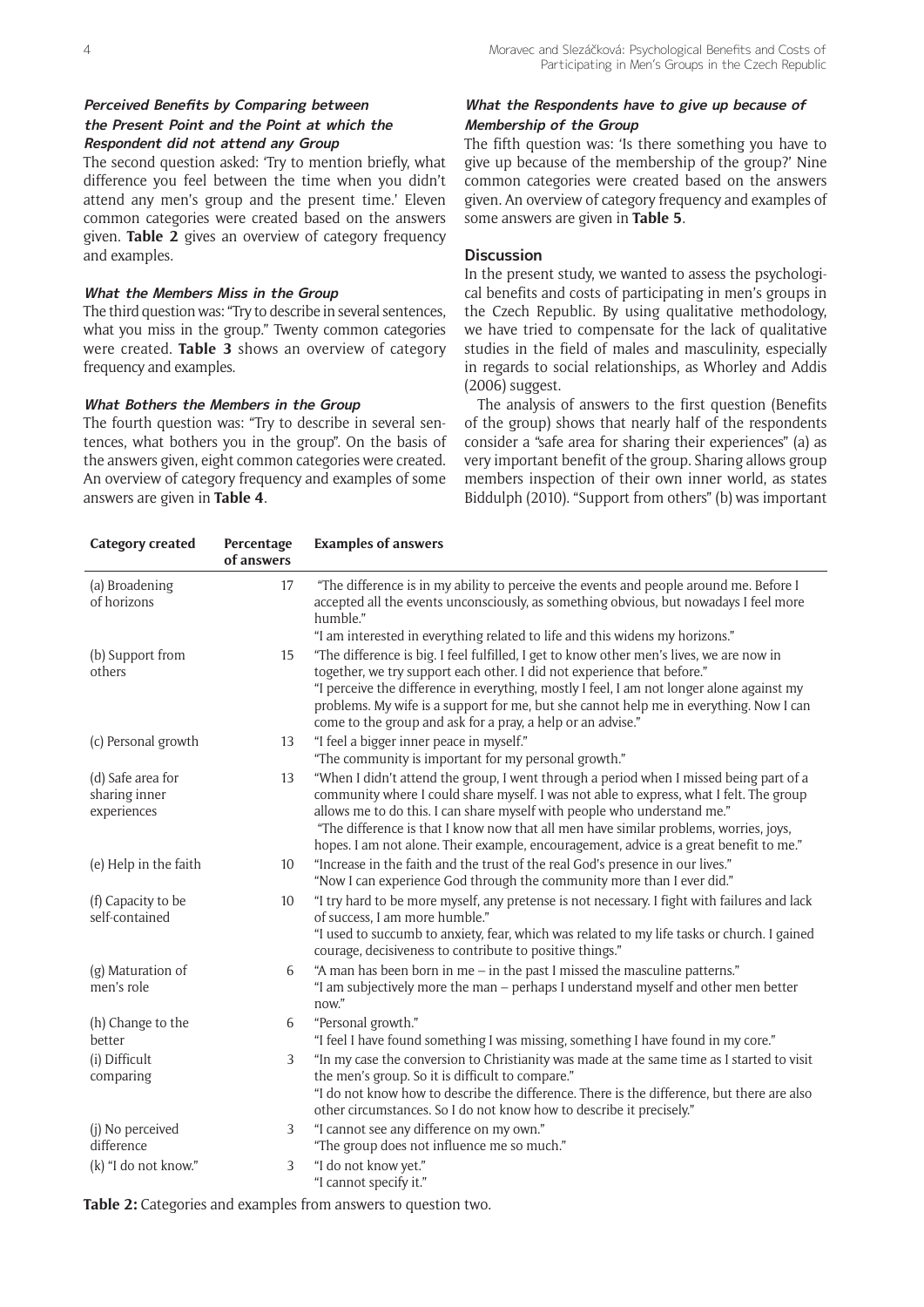### Perceived Benefits by Comparing between the Present Point and the Point at which the Respondent did not attend any Group

The second question asked: 'Try to mention briefly, what difference you feel between the time when you didn't attend any men's group and the present time.' Eleven common categories were created based on the answers given. **Table 2** gives an overview of category frequency and examples.

### What the Members Miss in the Group

The third question was: "Try to describe in several sentences, what you miss in the group." Twenty common categories were created. **Table 3** shows an overview of category frequency and examples.

### What Bothers the Members in the Group

The fourth question was: "Try to describe in several sentences, what bothers you in the group". On the basis of the answers given, eight common categories were created. An overview of category frequency and examples of some answers are given in **Table 4**.

### What the Respondents have to give up because of Membership of the Group

The fifth question was: 'Is there something you have to give up because of the membership of the group?' Nine common categories were created based on the answers given. An overview of category frequency and examples of some answers are given in **Table 5**.

## Discussion

In the present study, we wanted to assess the psychological benefits and costs of participating in men's groups in the Czech Republic. By using qualitative methodology, we have tried to compensate for the lack of qualitative studies in the field of males and masculinity, especially in regards to social relationships, as Whorley and Addis (2006) suggest.

The analysis of answers to the first question (Benefits of the group) shows that nearly half of the respondents consider a "safe area for sharing their experiences" (a) as very important benefit of the group. Sharing allows group members inspection of their own inner world, as states Biddulph (2010). "Support from others" (b) was important

| Category created | Percentage of answers | Examples of answers |
|---|---|---|
| (a) Broadening of horizons | 17 | "The difference is in my ability to perceive the events and people around me. Before I accepted all the events unconsciously, as something obvious, but nowadays I feel more humble." "I am interested in everything related to life and this widens my horizons." |
| (b) Support from others | 15 | "The difference is big. I feel fulfilled, I get to know other men's lives, we are now in together, we try support each other. I did not experience that before." "I perceive the difference in everything, mostly I feel, I am not longer alone against my problems. My wife is a support for me, but she cannot help me in everything. Now I can come to the group and ask for a pray, a help or an advise." |
| (c) Personal growth | 13 | "I feel a bigger inner peace in myself." "The community is important for my personal growth." |
| (d) Safe area for sharing inner experiences | 13 | "When I didn't attend the group, I went through a period when I missed being part of a community where I could share myself. I was not able to express, what I felt. The group allows me to do this. I can share myself with people who understand me." "The difference is that I know now that all men have similar problems, worries, joys, hopes. I am not alone. Their example, encouragement, advice is a great benefit to me." |
| (e) Help in the faith | 10 | "Increase in the faith and the trust of the real God's presence in our lives." "Now I can experience God through the community more than I ever did." |
| (f) Capacity to be self-contained | 10 | "I try hard to be more myself, any pretense is not necessary. I fight with failures and lack of success, I am more humble." "I used to succumb to anxiety, fear, which was related to my life tasks or church. I gained courage, decisiveness to contribute to positive things." |
| (g) Maturation of men's role | 6 | "A man has been born in me – in the past I missed the masculine patterns." "I am subjectively more the man – perhaps I understand myself and other men better now." |
| (h) Change to the better | 6 | "Personal growth." "I feel I have found something I was missing, something I have found in my core." |
| (i) Difficult comparing | 3 | "In my case the conversion to Christianity was made at the same time as I started to visit the men's group. So it is difficult to compare." "I do not know how to describe the difference. There is the difference, but there are also other circumstances. So I do not know how to describe it precisely." |
| (j) No perceived difference | 3 | "I cannot see any difference on my own." "The group does not influence me so much." |
| (k) "I do not know." | 3 | "I do not know yet." "I cannot specify it." |

**Table 2:** Categories and examples from answers to question two.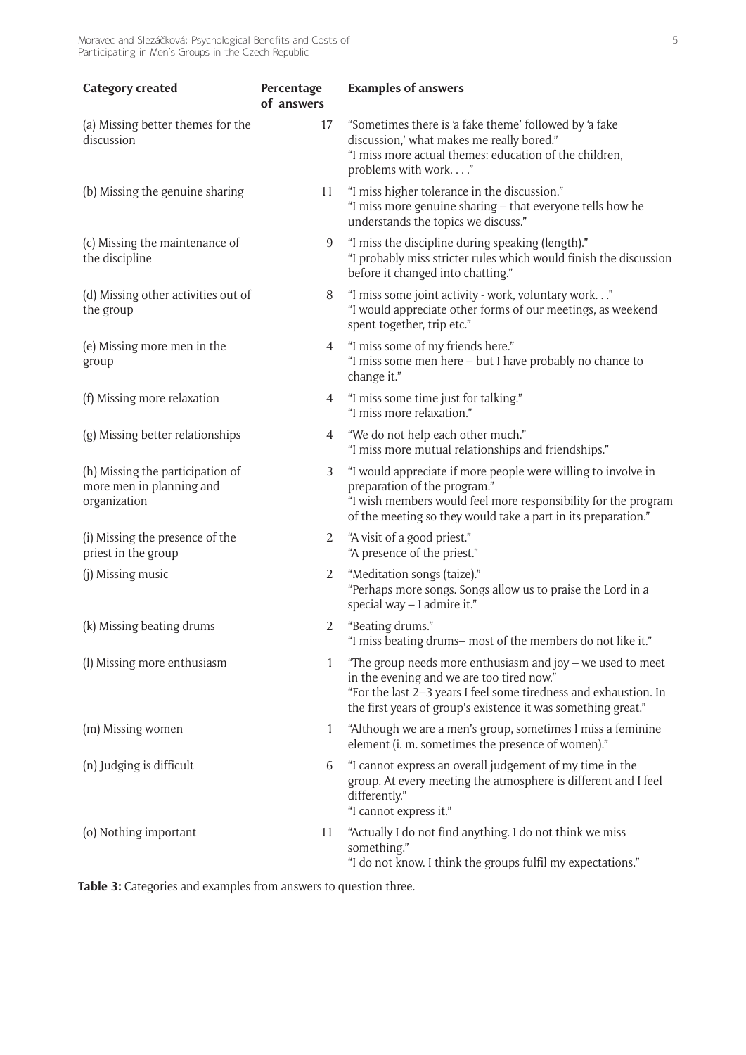| Category created | Percentage of answers | Examples of answers |
|---|---|---|
| (a) Missing better themes for the discussion | 17 | "Sometimes there is 'a fake theme' followed by 'a fake discussion,' what makes me really bored."<br>"I miss more actual themes: education of the children, problems with work. . . ." |
| (b) Missing the genuine sharing | 11 | "I miss higher tolerance in the discussion."<br>"I miss more genuine sharing – that everyone tells how he understands the topics we discuss." |
| (c) Missing the maintenance of the discipline | 9 | "I miss the discipline during speaking (length)."<br>"I probably miss stricter rules which would finish the discussion before it changed into chatting." |
| (d) Missing other activities out of the group | 8 | "I miss some joint activity - work, voluntary work. . ."<br>"I would appreciate other forms of our meetings, as weekend spent together, trip etc." |
| (e) Missing more men in the group | 4 | "I miss some of my friends here."<br>"I miss some men here – but I have probably no chance to change it." |
| (f) Missing more relaxation | 4 | "I miss some time just for talking."<br>"I miss more relaxation." |
| (g) Missing better relationships | 4 | "We do not help each other much."<br>"I miss more mutual relationships and friendships." |
| (h) Missing the participation of more men in planning and organization | 3 | "I would appreciate if more people were willing to involve in preparation of the program."<br>"I wish members would feel more responsibility for the program of the meeting so they would take a part in its preparation." |
| (i) Missing the presence of the priest in the group | 2 | "A visit of a good priest."<br>"A presence of the priest." |
| (j) Missing music | 2 | "Meditation songs (taize)."<br>"Perhaps more songs. Songs allow us to praise the Lord in a special way – I admire it." |
| (k) Missing beating drums | 2 | "Beating drums."<br>"I miss beating drums– most of the members do not like it." |
| (l) Missing more enthusiasm | 1 | "The group needs more enthusiasm and joy – we used to meet in the evening and we are too tired now."<br>"For the last 2–3 years I feel some tiredness and exhaustion. In the first years of group's existence it was something great." |
| (m) Missing women | 1 | "Although we are a men's group, sometimes I miss a feminine element (i. m. sometimes the presence of women)." |
| (n) Judging is difficult | 6 | "I cannot express an overall judgement of my time in the group. At every meeting the atmosphere is different and I feel differently."<br>"I cannot express it." |
| (o) Nothing important | 11 | "Actually I do not find anything. I do not think we miss something."<br>"I do not know. I think the groups fulfil my expectations." |

**Table 3:** Categories and examples from answers to question three.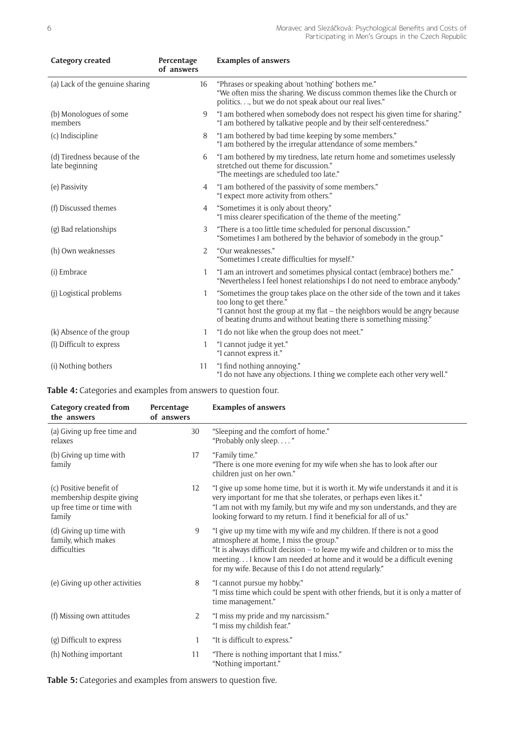| Category created | Percentage of answers | Examples of answers |
|---|---|---|
| (a) Lack of the genuine sharing | 16 | "Phrases or speaking about 'nothing' bothers me."<br>"We often miss the sharing. We discuss common themes like the Church or politics. . ., but we do not speak about our real lives." |
| (b) Monologues of some members | 9 | "I am bothered when somebody does not respect his given time for sharing."<br>"I am bothered by talkative people and by their self-centeredness." |
| (c) Indiscipline | 8 | "I am bothered by bad time keeping by some members."<br>"I am bothered by the irregular attendance of some members." |
| (d) Tiredness because of the late beginning | 6 | "I am bothered by my tiredness, late return home and sometimes uselessly stretched out theme for discussion."<br>"The meetings are scheduled too late." |
| (e) Passivity | 4 | "I am bothered of the passivity of some members."<br>"I expect more activity from others." |
| (f) Discussed themes | 4 | "Sometimes it is only about theory."<br>"I miss clearer specification of the theme of the meeting." |
| (g) Bad relationships | 3 | "There is a too little time scheduled for personal discussion."<br>"Sometimes I am bothered by the behavior of somebody in the group." |
| (h) Own weaknesses | 2 | "Our weaknesses."<br>"Sometimes I create difficulties for myself." |
| (i) Embrace | 1 | "I am an introvert and sometimes physical contact (embrace) bothers me."<br>"Nevertheless I feel honest relationships I do not need to embrace anybody." |
| (j) Logistical problems | 1 | "Sometimes the group takes place on the other side of the town and it takes too long to get there."<br>"I cannot host the group at my flat – the neighbors would be angry because of beating drums and without beating there is something missing." |
| (k) Absence of the group | 1 | "I do not like when the group does not meet." |
| (l) Difficult to express | 1 | "I cannot judge it yet."<br>"I cannot express it." |
| (i) Nothing bothers | 11 | "I find nothing annoying."<br>"I do not have any objections. I thing we complete each other very well." |

**Table 4:** Categories and examples from answers to question four.

| Category created from the answers | Percentage of answers | Examples of answers |
|---|---|---|
| (a) Giving up free time and relaxes | 30 | "Sleeping and the comfort of home."<br>"Probably only sleep. . . . " |
| (b) Giving up time with family | 17 | "Family time."<br>"There is one more evening for my wife when she has to look after our children just on her own." |
| (c) Positive benefit of membership despite giving up free time or time with family | 12 | "I give up some home time, but it is worth it. My wife understands it and it is very important for me that she tolerates, or perhaps even likes it."<br>"I am not with my family, but my wife and my son understands, and they are looking forward to my return. I find it beneficial for all of us." |
| (d) Giving up time with family, which makes difficulties | 9 | "I give up my time with my wife and my children. If there is not a good atmosphere at home, I miss the group."<br>"It is always difficult decision – to leave my wife and children or to miss the meeting. . . I know I am needed at home and it would be a difficult evening for my wife. Because of this I do not attend regularly." |
| (e) Giving up other activities | 8 | "I cannot pursue my hobby."<br>"I miss time which could be spent with other friends, but it is only a matter of time management." |
| (f) Missing own attitudes | 2 | "I miss my pride and my narcissism."<br>"I miss my childish fear." |
| (g) Difficult to express | 1 | "It is difficult to express." |
| (h) Nothing important | 11 | "There is nothing important that I miss."<br>"Nothing important." |

**Table 5:** Categories and examples from answers to question five.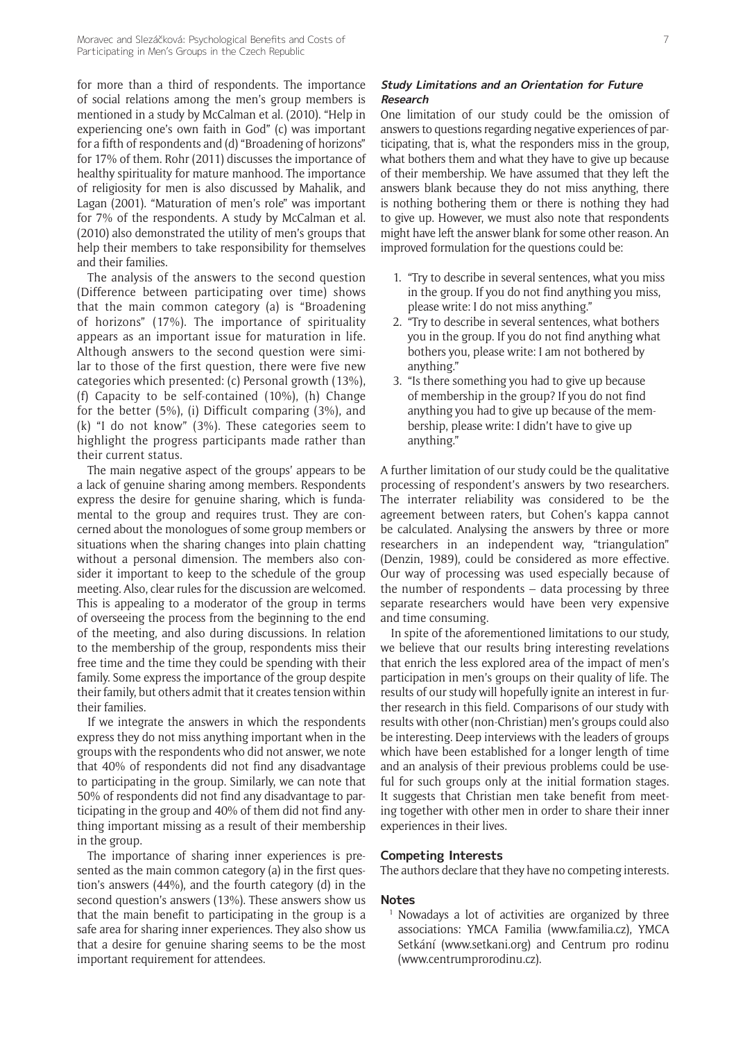for more than a third of respondents. The importance of social relations among the men's group members is mentioned in a study by McCalman et al. (2010). "Help in experiencing one's own faith in God" (c) was important for a fifth of respondents and (d) "Broadening of horizons" for 17% of them. Rohr (2011) discusses the importance of healthy spirituality for mature manhood. The importance of religiosity for men is also discussed by Mahalik, and Lagan (2001). "Maturation of men's role" was important for 7% of the respondents. A study by McCalman et al. (2010) also demonstrated the utility of men's groups that help their members to take responsibility for themselves and their families.

The analysis of the answers to the second question (Difference between participating over time) shows that the main common category (a) is "Broadening of horizons" (17%). The importance of spirituality appears as an important issue for maturation in life. Although answers to the second question were similar to those of the first question, there were five new categories which presented: (c) Personal growth (13%), (f) Capacity to be self-contained (10%), (h) Change for the better (5%), (i) Difficult comparing (3%), and (k) "I do not know" (3%). These categories seem to highlight the progress participants made rather than their current status.

The main negative aspect of the groups' appears to be a lack of genuine sharing among members. Respondents express the desire for genuine sharing, which is fundamental to the group and requires trust. They are concerned about the monologues of some group members or situations when the sharing changes into plain chatting without a personal dimension. The members also consider it important to keep to the schedule of the group meeting. Also, clear rules for the discussion are welcomed. This is appealing to a moderator of the group in terms of overseeing the process from the beginning to the end of the meeting, and also during discussions. In relation to the membership of the group, respondents miss their free time and the time they could be spending with their family. Some express the importance of the group despite their family, but others admit that it creates tension within their families.

If we integrate the answers in which the respondents express they do not miss anything important when in the groups with the respondents who did not answer, we note that 40% of respondents did not find any disadvantage to participating in the group. Similarly, we can note that 50% of respondents did not find any disadvantage to participating in the group and 40% of them did not find anything important missing as a result of their membership in the group.

The importance of sharing inner experiences is presented as the main common category (a) in the first question's answers (44%), and the fourth category (d) in the second question's answers (13%). These answers show us that the main benefit to participating in the group is a safe area for sharing inner experiences. They also show us that a desire for genuine sharing seems to be the most important requirement for attendees.

### Study Limitations and an Orientation for Future Research

One limitation of our study could be the omission of answers to questions regarding negative experiences of participating, that is, what the responders miss in the group, what bothers them and what they have to give up because of their membership. We have assumed that they left the answers blank because they do not miss anything, there is nothing bothering them or there is nothing they had to give up. However, we must also note that respondents might have left the answer blank for some other reason. An improved formulation for the questions could be:

1. "Try to describe in several sentences, what you miss in the group. If you do not find anything you miss, please write: I do not miss anything."
2. "Try to describe in several sentences, what bothers you in the group. If you do not find anything what bothers you, please write: I am not bothered by anything."
3. "Is there something you had to give up because of membership in the group? If you do not find anything you had to give up because of the membership, please write: I didn't have to give up anything."

A further limitation of our study could be the qualitative processing of respondent's answers by two researchers. The interrater reliability was considered to be the agreement between raters, but Cohen's kappa cannot be calculated. Analysing the answers by three or more researchers in an independent way, "triangulation" (Denzin, 1989), could be considered as more effective. Our way of processing was used especially because of the number of respondents – data processing by three separate researchers would have been very expensive and time consuming.

In spite of the aforementioned limitations to our study, we believe that our results bring interesting revelations that enrich the less explored area of the impact of men's participation in men's groups on their quality of life. The results of our study will hopefully ignite an interest in further research in this field. Comparisons of our study with results with other (non-Christian) men's groups could also be interesting. Deep interviews with the leaders of groups which have been established for a longer length of time and an analysis of their previous problems could be useful for such groups only at the initial formation stages. It suggests that Christian men take benefit from meeting together with other men in order to share their inner experiences in their lives.

## Competing Interests

The authors declare that they have no competing interests.

## Notes

[1] Nowadays a lot of activities are organized by three associations: YMCA Familia (www.familia.cz), YMCA Setkání (www.setkani.org) and Centrum pro rodinu (www.centrumprorodinu.cz).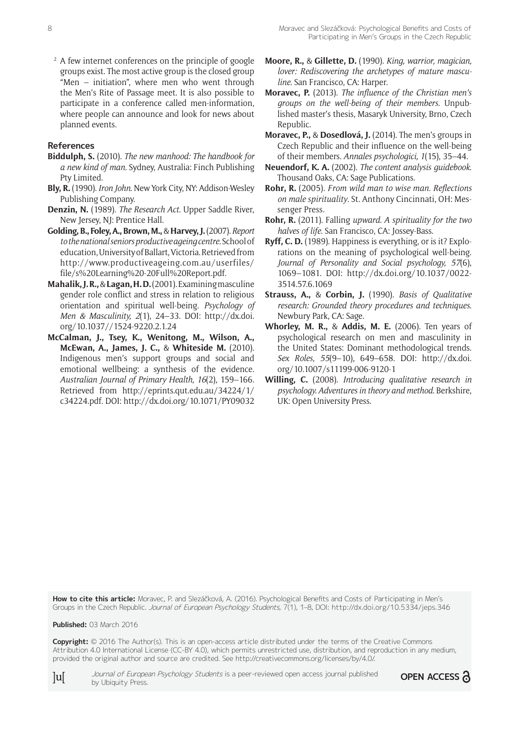[2] A few internet conferences on the principle of google groups exist. The most active group is the closed group "Men – initiation", where men who went through the Men's Rite of Passage meet. It is also possible to participate in a conference called men-information, where people can announce and look for news about planned events.

## References

**Biddulph, S.** (2010). *The new manhood: The handbook for a new kind of man.* Sydney, Australia: Finch Publishing Pty Limited.

**Bly, R.** (1990). *Iron John.* New York City, NY: Addison-Wesley Publishing Company.

**Denzin, N.** (1989). *The Research Act.* Upper Saddle River, New Jersey, NJ: Prentice Hall.

**Golding, B., Foley, A., Brown, M.,** & **Harvey, J.** (2007). *Report to the national seniors productive ageing centre.* School of education, University of Ballart, Victoria. Retrieved from http://www.productiveageing.com.au/userfiles/file/s%20Learning%20-20Full%20Report.pdf.

**Mahalik, J. R.,** & **Lagan, H. D.** (2001). Examining masculine gender role conflict and stress in relation to religious orientation and spiritual well-being. *Psychology of Men & Masculinity, 2*(1), 24–33. DOI: http://dx.doi.org/10.1037//1524-9220.2.1.24

**McCalman, J., Tsey, K., Wenitong, M., Wilson, A., McEwan, A., James, J. C.,** & **Whiteside M.** (2010). Indigenous men's support groups and social and emotional wellbeing: a synthesis of the evidence. *Australian Journal of Primary Health, 16*(2), 159–166. Retrieved from http://eprints.qut.edu.au/34224/1/c34224.pdf. DOI: http://dx.doi.org/10.1071/PY09032

**Moore, R.,** & **Gillette, D.** (1990). *King, warrior, magician, lover: Rediscovering the archetypes of mature masculine.* San Francisco, CA: Harper.

**Moravec, P.** (2013). *The influence of the Christian men's groups on the well-being of their members.* Unpublished master's thesis, Masaryk University, Brno, Czech Republic.

**Moravec, P.,** & **Dosedlová, J.** (2014). The men's groups in Czech Republic and their influence on the well-being of their members. *Annales psychologici, 1*(15), 35–44.

**Neuendorf, K. A.** (2002). *The content analysis guidebook.* Thousand Oaks, CA: Sage Publications.

**Rohr, R.** (2005). *From wild man to wise man. Reflections on male spirituality.* St. Anthony Cincinnati, OH: Messenger Press.

**Rohr, R.** (2011). Falling *upward. A spirituality for the two halves of life.* San Francisco, CA: Jossey-Bass.

**Ryff, C. D.** (1989). Happiness is everything, or is it? Explorations on the meaning of psychological well-being. *Journal of Personality and Social psychology, 57*(6), 1069–1081. DOI: http://dx.doi.org/10.1037/0022-3514.57.6.1069

**Strauss, A.,** & **Corbin, J.** (1990). *Basis of Qualitative research: Grounded theory procedures and techniques.* Newbury Park, CA: Sage.

**Whorley, M. R.,** & **Addis, M. E.** (2006). Ten years of psychological research on men and masculinity in the United States: Dominant methodological trends. *Sex Roles, 55*(9–10), 649–658. DOI: http://dx.doi.org/10.1007/s11199-006-9120-1

**Willing, C.** (2008). *Introducing qualitative research in psychology. Adventures in theory and method.* Berkshire, UK: Open University Press.

**How to cite this article:** Moravec, P. and Slezáčková, A. (2016). Psychological Benefits and Costs of Participating in Men's Groups in the Czech Republic. *Journal of European Psychology Students,* 7(1), 1–8, DOI: http://dx.doi.org/10.5334/jeps.346

**Published:** 03 March 2016

**Copyright:** © 2016 The Author(s). This is an open-access article distributed under the terms of the Creative Commons Attribution 4.0 International License (CC-BY 4.0), which permits unrestricted use, distribution, and reproduction in any medium, provided the original author and source are credited. See http://creativecommons.org/licenses/by/4.0/.

*Journal of European Psychology Students* is a peer-reviewed open access journal published by Ubiquity Press.

**OPEN ACCESS**